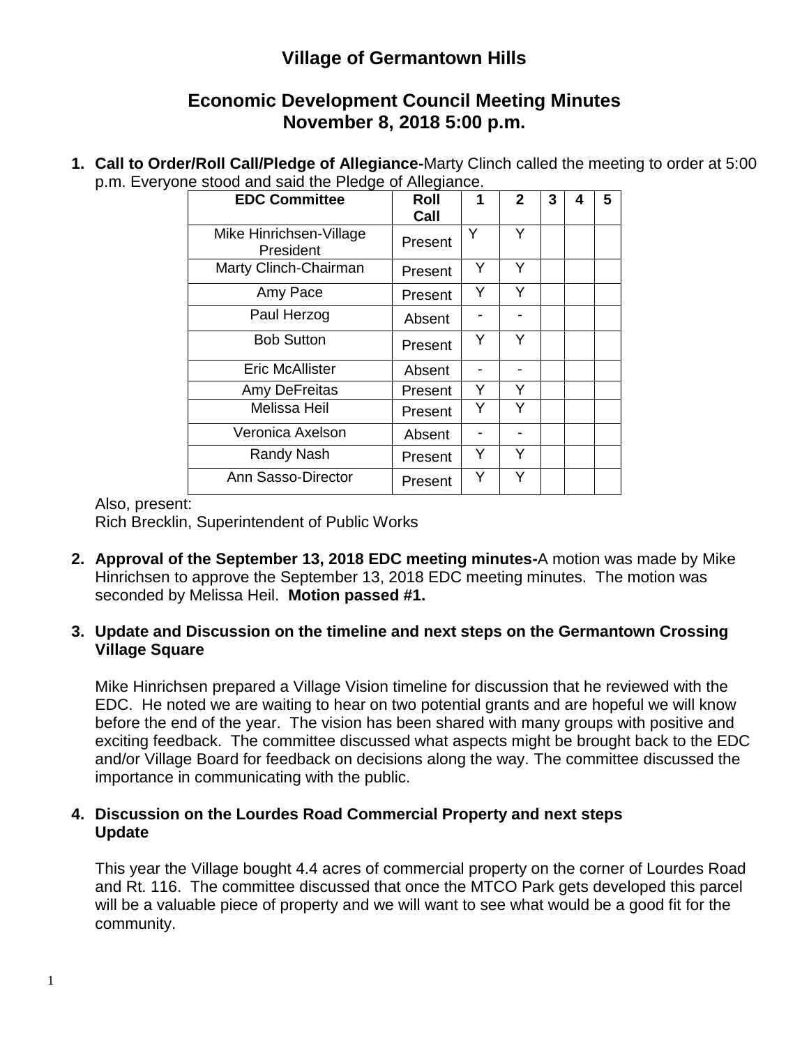# Village of Germantown Hills

## Economic Development Council Meeting Minutes
## November 8, 2018 5:00 p.m.

1. **Call to Order/Roll Call/Pledge of Allegiance-**Marty Clinch called the meeting to order at 5:00 p.m. Everyone stood and said the Pledge of Allegiance.

| EDC Committee | Roll Call | 1 | 2 | 3 | 4 | 5 |
|---|---|---|---|---|---|---|
| Mike Hinrichsen-Village President | Present | Y | Y | | | |
| Marty Clinch-Chairman | Present | Y | Y | | | |
| Amy Pace | Present | Y | Y | | | |
| Paul Herzog | Absent | - | - | | | |
| Bob Sutton | Present | Y | Y | | | |
| Eric McAllister | Absent | - | - | | | |
| Amy DeFreitas | Present | Y | Y | | | |
| Melissa Heil | Present | Y | Y | | | |
| Veronica Axelson | Absent | - | - | | | |
| Randy Nash | Present | Y | Y | | | |
| Ann Sasso-Director | Present | Y | Y | | | |

Also, present:
Rich Brecklin, Superintendent of Public Works

2. **Approval of the September 13, 2018 EDC meeting minutes-**A motion was made by Mike Hinrichsen to approve the September 13, 2018 EDC meeting minutes. The motion was seconded by Melissa Heil. **Motion passed #1.**

3. **Update and Discussion on the timeline and next steps on the Germantown Crossing Village Square**

   Mike Hinrichsen prepared a Village Vision timeline for discussion that he reviewed with the EDC. He noted we are waiting to hear on two potential grants and are hopeful we will know before the end of the year. The vision has been shared with many groups with positive and exciting feedback. The committee discussed what aspects might be brought back to the EDC and/or Village Board for feedback on decisions along the way. The committee discussed the importance in communicating with the public.

4. **Discussion on the Lourdes Road Commercial Property and next steps Update**

   This year the Village bought 4.4 acres of commercial property on the corner of Lourdes Road and Rt. 116. The committee discussed that once the MTCO Park gets developed this parcel will be a valuable piece of property and we will want to see what would be a good fit for the community.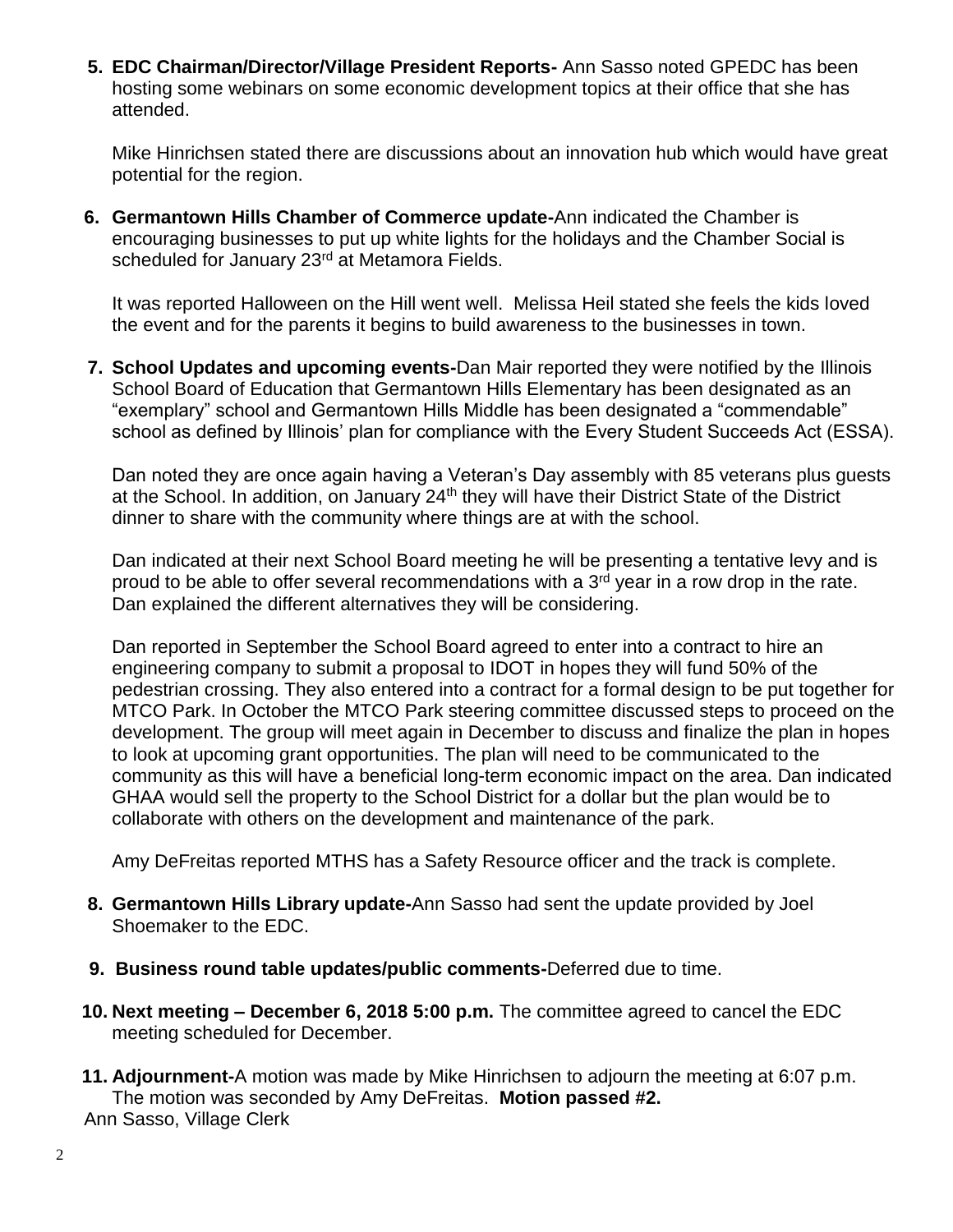5. **EDC Chairman/Director/Village President Reports-** Ann Sasso noted GPEDC has been hosting some webinars on some economic development topics at their office that she has attended.

   Mike Hinrichsen stated there are discussions about an innovation hub which would have great potential for the region.

6. **Germantown Hills Chamber of Commerce update-**Ann indicated the Chamber is encouraging businesses to put up white lights for the holidays and the Chamber Social is scheduled for January 23rd at Metamora Fields.

   It was reported Halloween on the Hill went well. Melissa Heil stated she feels the kids loved the event and for the parents it begins to build awareness to the businesses in town.

7. **School Updates and upcoming events-**Dan Mair reported they were notified by the Illinois School Board of Education that Germantown Hills Elementary has been designated as an "exemplary" school and Germantown Hills Middle has been designated a "commendable" school as defined by Illinois' plan for compliance with the Every Student Succeeds Act (ESSA).

   Dan noted they are once again having a Veteran's Day assembly with 85 veterans plus guests at the School. In addition, on January 24th they will have their District State of the District dinner to share with the community where things are at with the school.

   Dan indicated at their next School Board meeting he will be presenting a tentative levy and is proud to be able to offer several recommendations with a 3rd year in a row drop in the rate. Dan explained the different alternatives they will be considering.

   Dan reported in September the School Board agreed to enter into a contract to hire an engineering company to submit a proposal to IDOT in hopes they will fund 50% of the pedestrian crossing. They also entered into a contract for a formal design to be put together for MTCO Park. In October the MTCO Park steering committee discussed steps to proceed on the development. The group will meet again in December to discuss and finalize the plan in hopes to look at upcoming grant opportunities. The plan will need to be communicated to the community as this will have a beneficial long-term economic impact on the area. Dan indicated GHAA would sell the property to the School District for a dollar but the plan would be to collaborate with others on the development and maintenance of the park.

   Amy DeFreitas reported MTHS has a Safety Resource officer and the track is complete.

8. **Germantown Hills Library update-**Ann Sasso had sent the update provided by Joel Shoemaker to the EDC.

9. **Business round table updates/public comments-**Deferred due to time.

10. **Next meeting – December 6, 2018 5:00 p.m.** The committee agreed to cancel the EDC meeting scheduled for December.

11. **Adjournment-**A motion was made by Mike Hinrichsen to adjourn the meeting at 6:07 p.m. The motion was seconded by Amy DeFreitas. **Motion passed #2.**

Ann Sasso, Village Clerk